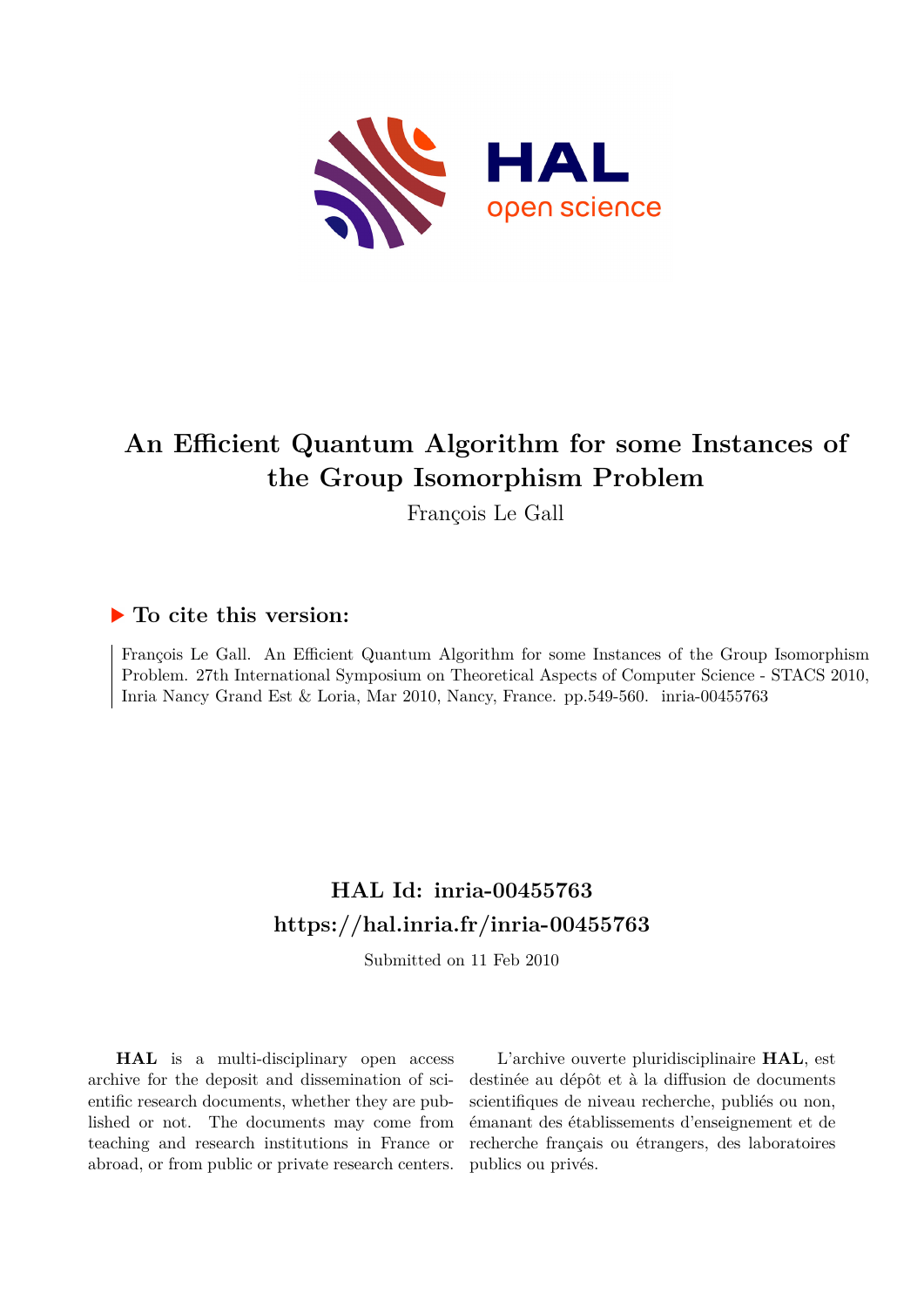# An Efficient Quantum Algorithm for some Instances of the Group Isomorphism Problem

François Le Gall

## To cite this version:

François Le Gall. An Efficient Quantum Algorithm for some Instances of the Group Isomorphism Problem. 27th International Symposium on Theoretical Aspects of Computer Science - STACS 2010, Inria Nancy Grand Est & Loria, Mar 2010, Nancy, France. pp.549-560. inria-00455763

## HAL Id: inria-00455763

## https://hal.inria.fr/inria-00455763

Submitted on 11 Feb 2010

**HAL** is a multi-disciplinary open access archive for the deposit and dissemination of scientific research documents, whether they are published or not. The documents may come from teaching and research institutions in France or abroad, or from public or private research centers.

L'archive ouverte pluridisciplinaire **HAL**, est destinée au dépôt et à la diffusion de documents scientifiques de niveau recherche, publiés ou non, émanant des établissements d'enseignement et de recherche français ou étrangers, des laboratoires publics ou privés.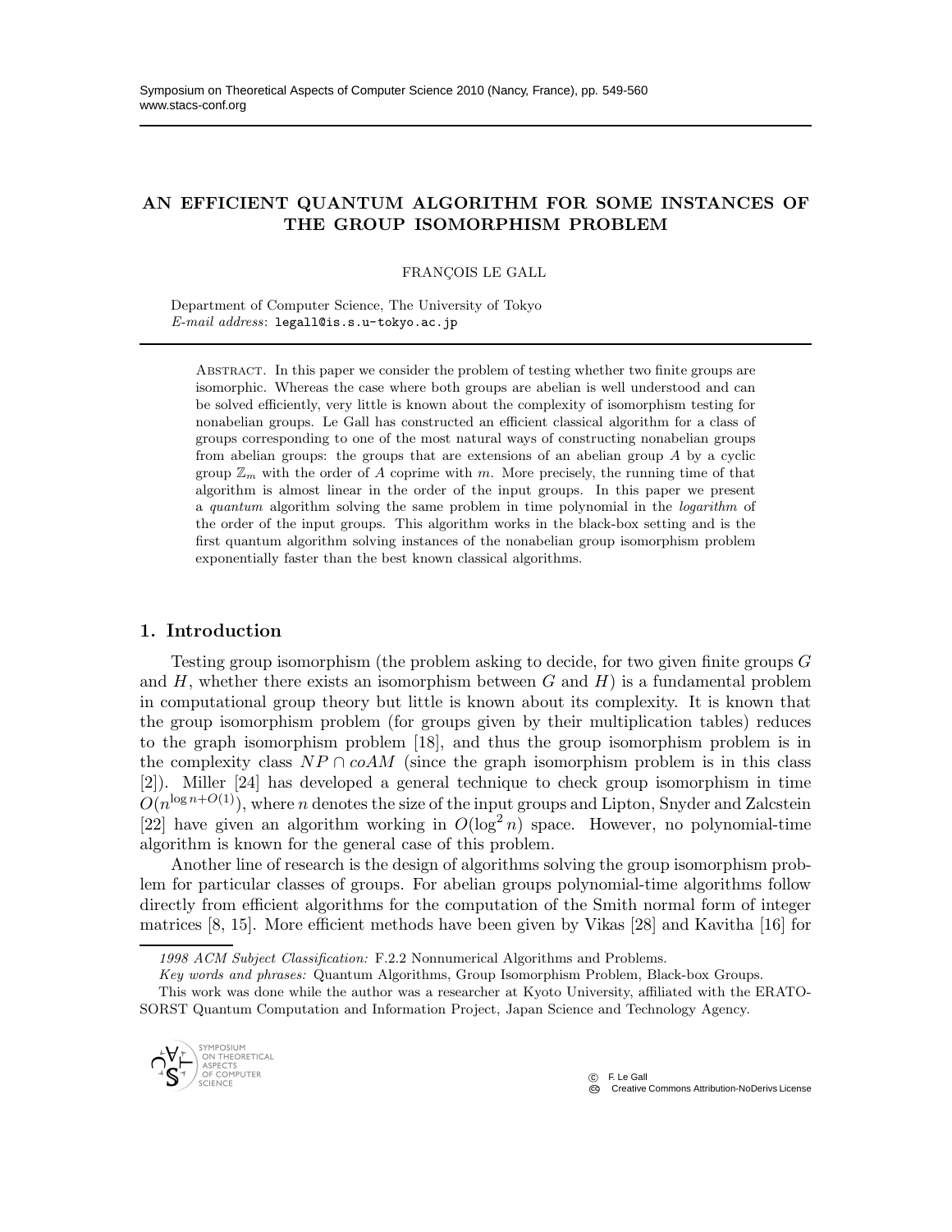# AN EFFICIENT QUANTUM ALGORITHM FOR SOME INSTANCES OF THE GROUP ISOMORPHISM PROBLEM

FRANÇOIS LE GALL

Department of Computer Science, The University of Tokyo
*E-mail address*: `legall@is.s.u-tokyo.ac.jp`

Abstract. In this paper we consider the problem of testing whether two finite groups are isomorphic. Whereas the case where both groups are abelian is well understood and can be solved efficiently, very little is known about the complexity of isomorphism testing for nonabelian groups. Le Gall has constructed an efficient classical algorithm for a class of groups corresponding to one of the most natural ways of constructing nonabelian groups from abelian groups: the groups that are extensions of an abelian group $A$ by a cyclic group $\mathbb{Z}_m$ with the order of $A$ coprime with $m$. More precisely, the running time of that algorithm is almost linear in the order of the input groups. In this paper we present a *quantum* algorithm solving the same problem in time polynomial in the *logarithm* of the order of the input groups. This algorithm works in the black-box setting and is the first quantum algorithm solving instances of the nonabelian group isomorphism problem exponentially faster than the best known classical algorithms.

## 1. Introduction

Testing group isomorphism (the problem asking to decide, for two given finite groups $G$ and $H$, whether there exists an isomorphism between $G$ and $H$) is a fundamental problem in computational group theory but little is known about its complexity. It is known that the group isomorphism problem (for groups given by their multiplication tables) reduces to the graph isomorphism problem [18], and thus the group isomorphism problem is in the complexity class $NP \cap coAM$ (since the graph isomorphism problem is in this class [2]). Miller [24] has developed a general technique to check group isomorphism in time $O(n^{\log n + O(1)})$, where $n$ denotes the size of the input groups and Lipton, Snyder and Zalcstein [22] have given an algorithm working in $O(\log^2 n)$ space. However, no polynomial-time algorithm is known for the general case of this problem.

Another line of research is the design of algorithms solving the group isomorphism problem for particular classes of groups. For abelian groups polynomial-time algorithms follow directly from efficient algorithms for the computation of the Smith normal form of integer matrices [8, 15]. More efficient methods have been given by Vikas [28] and Kavitha [16] for

*1998 ACM Subject Classification:* F.2.2 Nonnumerical Algorithms and Problems.

*Key words and phrases:* Quantum Algorithms, Group Isomorphism Problem, Black-box Groups.

This work was done while the author was a researcher at Kyoto University, affiliated with the ERATO-SORST Quantum Computation and Information Project, Japan Science and Technology Agency.

© F. Le Gall
Creative Commons Attribution-NoDerivs License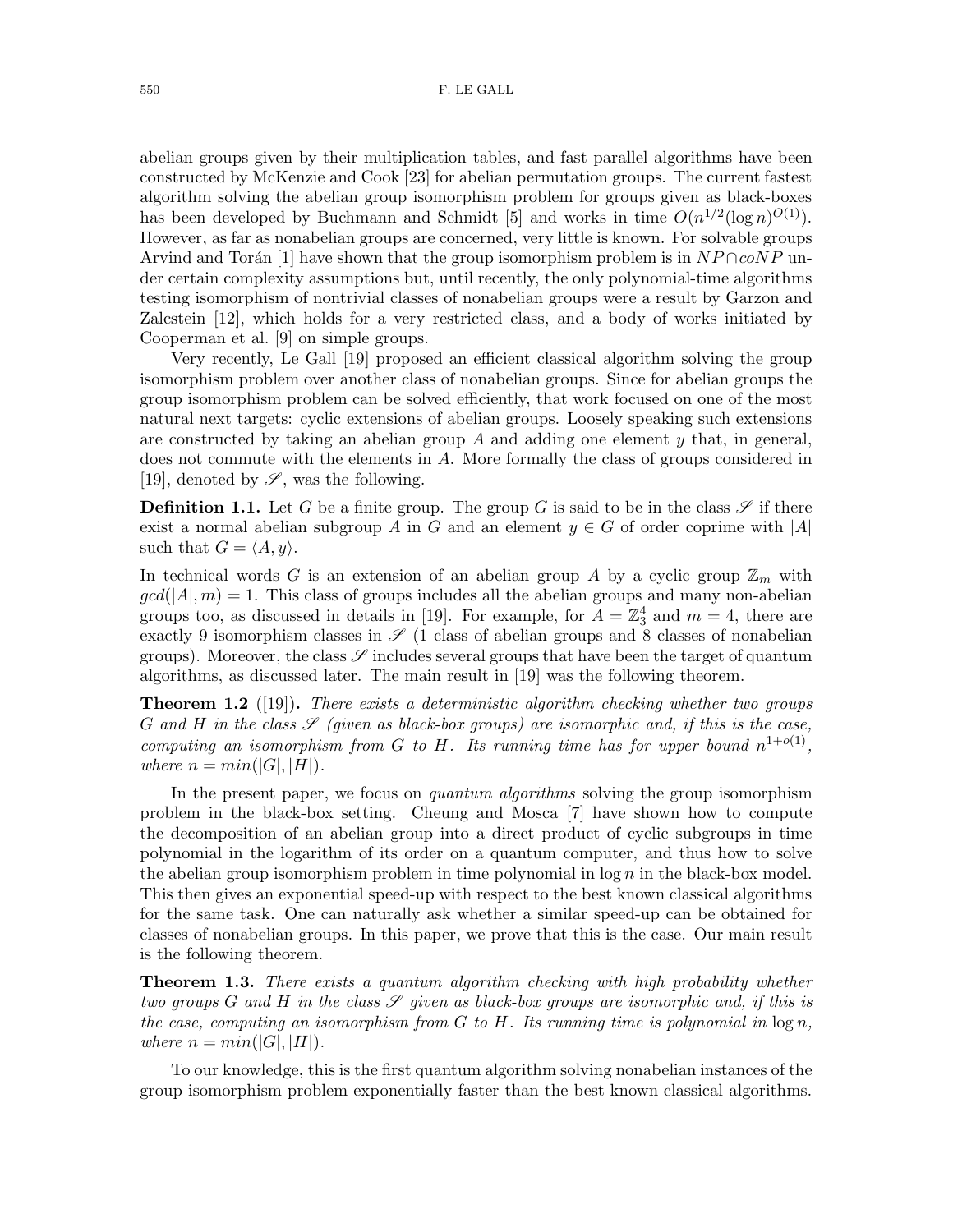abelian groups given by their multiplication tables, and fast parallel algorithms have been constructed by McKenzie and Cook [23] for abelian permutation groups. The current fastest algorithm solving the abelian group isomorphism problem for groups given as black-boxes has been developed by Buchmann and Schmidt [5] and works in time $O(n^{1/2}(\log n)^{O(1)})$. However, as far as nonabelian groups are concerned, very little is known. For solvable groups Arvind and Torán [1] have shown that the group isomorphism problem is in $NP \cap coNP$ under certain complexity assumptions but, until recently, the only polynomial-time algorithms testing isomorphism of nontrivial classes of nonabelian groups were a result by Garzon and Zalcstein [12], which holds for a very restricted class, and a body of works initiated by Cooperman et al. [9] on simple groups.

Very recently, Le Gall [19] proposed an efficient classical algorithm solving the group isomorphism problem over another class of nonabelian groups. Since for abelian groups the group isomorphism problem can be solved efficiently, that work focused on one of the most natural next targets: cyclic extensions of abelian groups. Loosely speaking such extensions are constructed by taking an abelian group $A$ and adding one element $y$ that, in general, does not commute with the elements in $A$. More formally the class of groups considered in [19], denoted by $\mathscr{S}$, was the following.

**Definition 1.1.** Let $G$ be a finite group. The group $G$ is said to be in the class $\mathscr{S}$ if there exist a normal abelian subgroup $A$ in $G$ and an element $y \in G$ of order coprime with $|A|$ such that $G = \langle A, y \rangle$.

In technical words $G$ is an extension of an abelian group $A$ by a cyclic group $\mathbb{Z}_m$ with $gcd(|A|, m) = 1$. This class of groups includes all the abelian groups and many non-abelian groups too, as discussed in details in [19]. For example, for $A = \mathbb{Z}_3^4$ and $m = 4$, there are exactly 9 isomorphism classes in $\mathscr{S}$ (1 class of abelian groups and 8 classes of nonabelian groups). Moreover, the class $\mathscr{S}$ includes several groups that have been the target of quantum algorithms, as discussed later. The main result in [19] was the following theorem.

**Theorem 1.2** ([19])**.** *There exists a deterministic algorithm checking whether two groups $G$ and $H$ in the class $\mathscr{S}$ (given as black-box groups) are isomorphic and, if this is the case, computing an isomorphism from $G$ to $H$. Its running time has for upper bound $n^{1+o(1)}$, where $n = min(|G|, |H|)$.*

In the present paper, we focus on *quantum algorithms* solving the group isomorphism problem in the black-box setting. Cheung and Mosca [7] have shown how to compute the decomposition of an abelian group into a direct product of cyclic subgroups in time polynomial in the logarithm of its order on a quantum computer, and thus how to solve the abelian group isomorphism problem in time polynomial in $\log n$ in the black-box model. This then gives an exponential speed-up with respect to the best known classical algorithms for the same task. One can naturally ask whether a similar speed-up can be obtained for classes of nonabelian groups. In this paper, we prove that this is the case. Our main result is the following theorem.

**Theorem 1.3.** *There exists a quantum algorithm checking with high probability whether two groups $G$ and $H$ in the class $\mathscr{S}$ given as black-box groups are isomorphic and, if this is the case, computing an isomorphism from $G$ to $H$. Its running time is polynomial in $\log n$, where $n = min(|G|, |H|)$.*

To our knowledge, this is the first quantum algorithm solving nonabelian instances of the group isomorphism problem exponentially faster than the best known classical algorithms.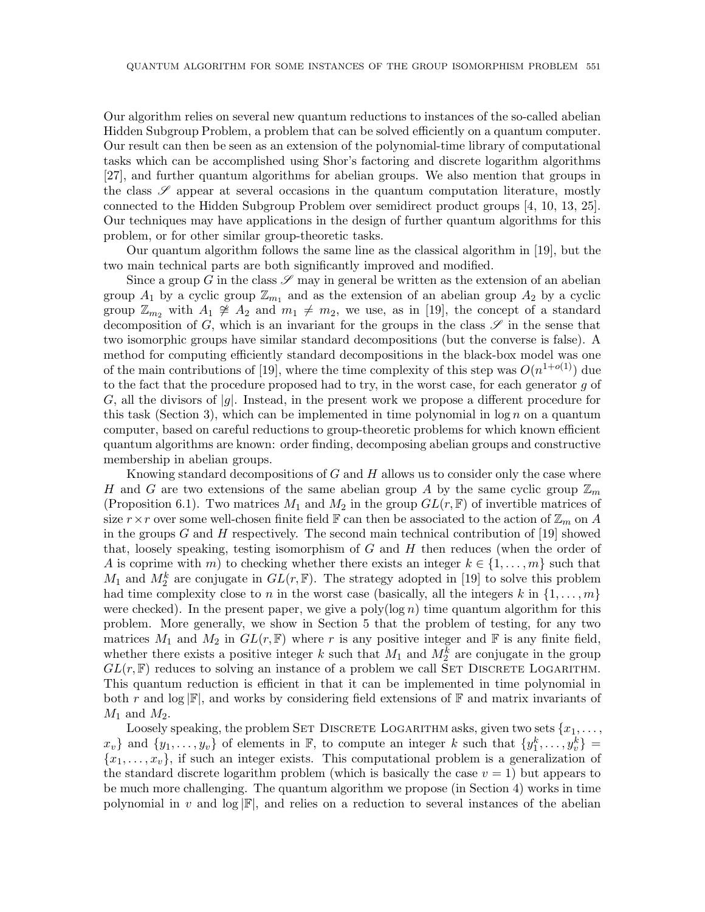Our algorithm relies on several new quantum reductions to instances of the so-called abelian Hidden Subgroup Problem, a problem that can be solved efficiently on a quantum computer. Our result can then be seen as an extension of the polynomial-time library of computational tasks which can be accomplished using Shor's factoring and discrete logarithm algorithms [27], and further quantum algorithms for abelian groups. We also mention that groups in the class $\mathscr{S}$ appear at several occasions in the quantum computation literature, mostly connected to the Hidden Subgroup Problem over semidirect product groups [4, 10, 13, 25]. Our techniques may have applications in the design of further quantum algorithms for this problem, or for other similar group-theoretic tasks.

Our quantum algorithm follows the same line as the classical algorithm in [19], but the two main technical parts are both significantly improved and modified.

Since a group $G$ in the class $\mathscr{S}$ may in general be written as the extension of an abelian group $A_1$ by a cyclic group $\mathbb{Z}_{m_1}$ and as the extension of an abelian group $A_2$ by a cyclic group $\mathbb{Z}_{m_2}$ with $A_1 \not\cong A_2$ and $m_1 \neq m_2$, we use, as in [19], the concept of a standard decomposition of $G$, which is an invariant for the groups in the class $\mathscr{S}$ in the sense that two isomorphic groups have similar standard decompositions (but the converse is false). A method for computing efficiently standard decompositions in the black-box model was one of the main contributions of [19], where the time complexity of this step was $O(n^{1+o(1)})$ due to the fact that the procedure proposed had to try, in the worst case, for each generator $g$ of $G$, all the divisors of $|g|$. Instead, in the present work we propose a different procedure for this task (Section 3), which can be implemented in time polynomial in $\log n$ on a quantum computer, based on careful reductions to group-theoretic problems for which known efficient quantum algorithms are known: order finding, decomposing abelian groups and constructive membership in abelian groups.

Knowing standard decompositions of $G$ and $H$ allows us to consider only the case where $H$ and $G$ are two extensions of the same abelian group $A$ by the same cyclic group $\mathbb{Z}_m$ (Proposition 6.1). Two matrices $M_1$ and $M_2$ in the group $GL(r, \mathbb{F})$ of invertible matrices of size $r \times r$ over some well-chosen finite field $\mathbb{F}$ can then be associated to the action of $\mathbb{Z}_m$ on $A$ in the groups $G$ and $H$ respectively. The second main technical contribution of [19] showed that, loosely speaking, testing isomorphism of $G$ and $H$ then reduces (when the order of $A$ is coprime with $m$) to checking whether there exists an integer $k \in \{1, \ldots, m\}$ such that $M_1$ and $M_2^k$ are conjugate in $GL(r, \mathbb{F})$. The strategy adopted in [19] to solve this problem had time complexity close to $n$ in the worst case (basically, all the integers $k$ in $\{1, \ldots, m\}$ were checked). In the present paper, we give a poly$(\log n)$ time quantum algorithm for this problem. More generally, we show in Section 5 that the problem of testing, for any two matrices $M_1$ and $M_2$ in $GL(r, \mathbb{F})$ where $r$ is any positive integer and $\mathbb{F}$ is any finite field, whether there exists a positive integer $k$ such that $M_1$ and $M_2^k$ are conjugate in the group $GL(r, \mathbb{F})$ reduces to solving an instance of a problem we call Set Discrete Logarithm. This quantum reduction is efficient in that it can be implemented in time polynomial in both $r$ and $\log |\mathbb{F}|$, and works by considering field extensions of $\mathbb{F}$ and matrix invariants of $M_1$ and $M_2$.

Loosely speaking, the problem Set Discrete Logarithm asks, given two sets $\{x_1, \ldots, x_v\}$ and $\{y_1, \ldots, y_v\}$ of elements in $\mathbb{F}$, to compute an integer $k$ such that $\{y_1^k, \ldots, y_v^k\} = \{x_1, \ldots, x_v\}$, if such an integer exists. This computational problem is a generalization of the standard discrete logarithm problem (which is basically the case $v = 1$) but appears to be much more challenging. The quantum algorithm we propose (in Section 4) works in time polynomial in $v$ and $\log |\mathbb{F}|$, and relies on a reduction to several instances of the abelian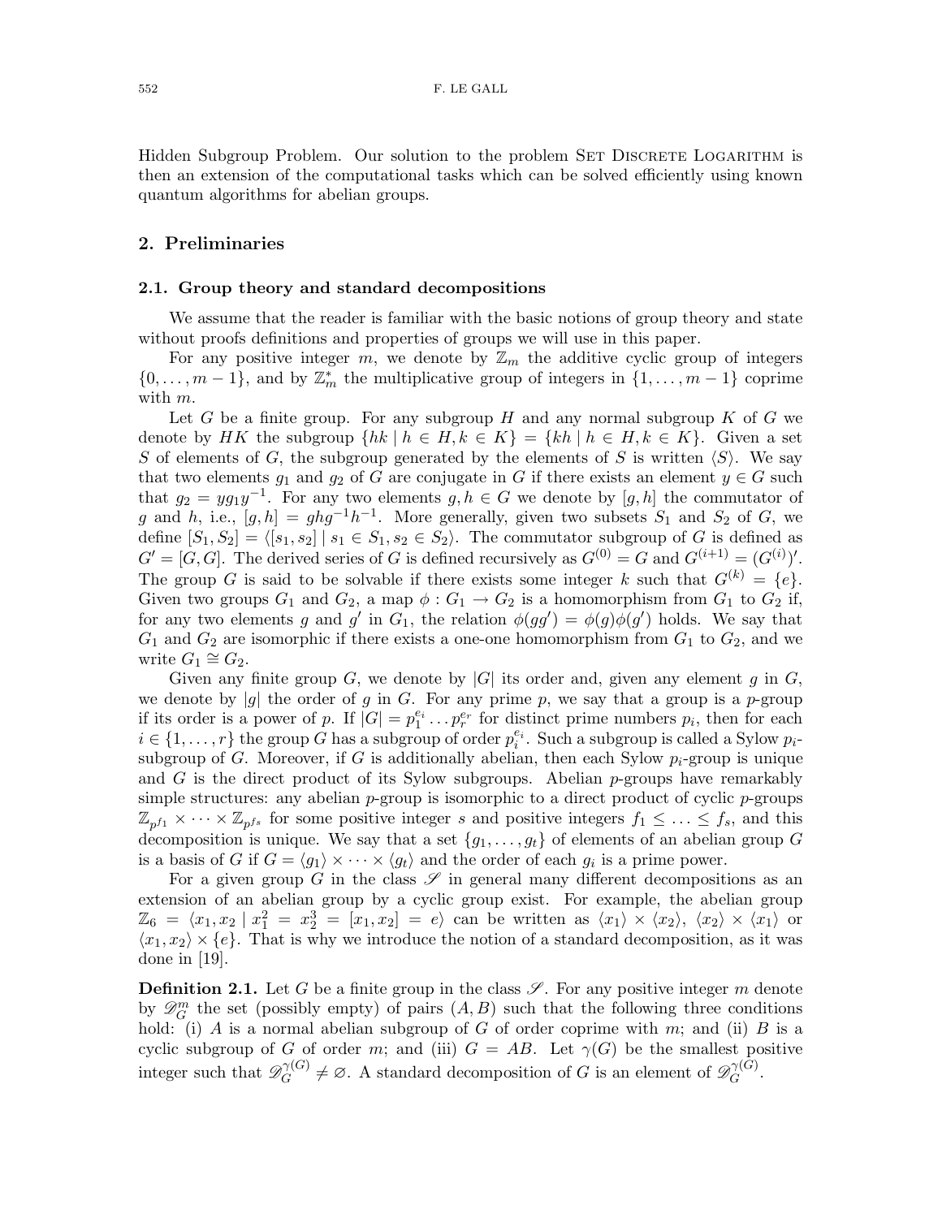Hidden Subgroup Problem. Our solution to the problem Set Discrete Logarithm is then an extension of the computational tasks which can be solved efficiently using known quantum algorithms for abelian groups.

## 2. Preliminaries

### 2.1. Group theory and standard decompositions

We assume that the reader is familiar with the basic notions of group theory and state without proofs definitions and properties of groups we will use in this paper.

For any positive integer $m$, we denote by $\mathbb{Z}_m$ the additive cyclic group of integers $\{0,\ldots,m-1\}$, and by $\mathbb{Z}_m^*$ the multiplicative group of integers in $\{1,\ldots,m-1\}$ coprime with $m$.

Let $G$ be a finite group. For any subgroup $H$ and any normal subgroup $K$ of $G$ we denote by $HK$ the subgroup $\{hk \mid h \in H, k \in K\} = \{kh \mid h \in H, k \in K\}$. Given a set $S$ of elements of $G$, the subgroup generated by the elements of $S$ is written $\langle S \rangle$. We say that two elements $g_1$ and $g_2$ of $G$ are conjugate in $G$ if there exists an element $y \in G$ such that $g_2 = yg_1y^{-1}$. For any two elements $g, h \in G$ we denote by $[g,h]$ the commutator of $g$ and $h$, i.e., $[g,h] = ghg^{-1}h^{-1}$. More generally, given two subsets $S_1$ and $S_2$ of $G$, we define $[S_1, S_2] = \langle [s_1, s_2] \mid s_1 \in S_1, s_2 \in S_2 \rangle$. The commutator subgroup of $G$ is defined as $G' = [G,G]$. The derived series of $G$ is defined recursively as $G^{(0)} = G$ and $G^{(i+1)} = (G^{(i)})'$. The group $G$ is said to be solvable if there exists some integer $k$ such that $G^{(k)} = \{e\}$. Given two groups $G_1$ and $G_2$, a map $\phi : G_1 \to G_2$ is a homomorphism from $G_1$ to $G_2$ if, for any two elements $g$ and $g'$ in $G_1$, the relation $\phi(gg') = \phi(g)\phi(g')$ holds. We say that $G_1$ and $G_2$ are isomorphic if there exists a one-one homomorphism from $G_1$ to $G_2$, and we write $G_1 \cong G_2$.

Given any finite group $G$, we denote by $|G|$ its order and, given any element $g$ in $G$, we denote by $|g|$ the order of $g$ in $G$. For any prime $p$, we say that a group is a $p$-group if its order is a power of $p$. If $|G| = p_1^{e_1} \ldots p_r^{e_r}$ for distinct prime numbers $p_i$, then for each $i \in \{1,\ldots,r\}$ the group $G$ has a subgroup of order $p_i^{e_i}$. Such a subgroup is called a Sylow $p_i$-subgroup of $G$. Moreover, if $G$ is additionally abelian, then each Sylow $p_i$-group is unique and $G$ is the direct product of its Sylow subgroups. Abelian $p$-groups have remarkably simple structures: any abelian $p$-group is isomorphic to a direct product of cyclic $p$-groups $\mathbb{Z}_{p^{f_1}} \times \cdots \times \mathbb{Z}_{p^{f_s}}$ for some positive integer $s$ and positive integers $f_1 \leq \ldots \leq f_s$, and this decomposition is unique. We say that a set $\{g_1,\ldots,g_t\}$ of elements of an abelian group $G$ is a basis of $G$ if $G = \langle g_1 \rangle \times \cdots \times \langle g_t \rangle$ and the order of each $g_i$ is a prime power.

For a given group $G$ in the class $\mathscr{S}$ in general many different decompositions as an extension of an abelian group by a cyclic group exist. For example, the abelian group $\mathbb{Z}_6 = \langle x_1, x_2 \mid x_1^2 = x_2^3 = [x_1, x_2] = e \rangle$ can be written as $\langle x_1 \rangle \times \langle x_2 \rangle$, $\langle x_2 \rangle \times \langle x_1 \rangle$ or $\langle x_1, x_2 \rangle \times \{e\}$. That is why we introduce the notion of a standard decomposition, as it was done in [19].

**Definition 2.1.** Let $G$ be a finite group in the class $\mathscr{S}$. For any positive integer $m$ denote by $\mathscr{D}_G^m$ the set (possibly empty) of pairs $(A,B)$ such that the following three conditions hold: (i) $A$ is a normal abelian subgroup of $G$ of order coprime with $m$; and (ii) $B$ is a cyclic subgroup of $G$ of order $m$; and (iii) $G = AB$. Let $\gamma(G)$ be the smallest positive integer such that $\mathscr{D}_G^{\gamma(G)} \neq \varnothing$. A standard decomposition of $G$ is an element of $\mathscr{D}_G^{\gamma(G)}$.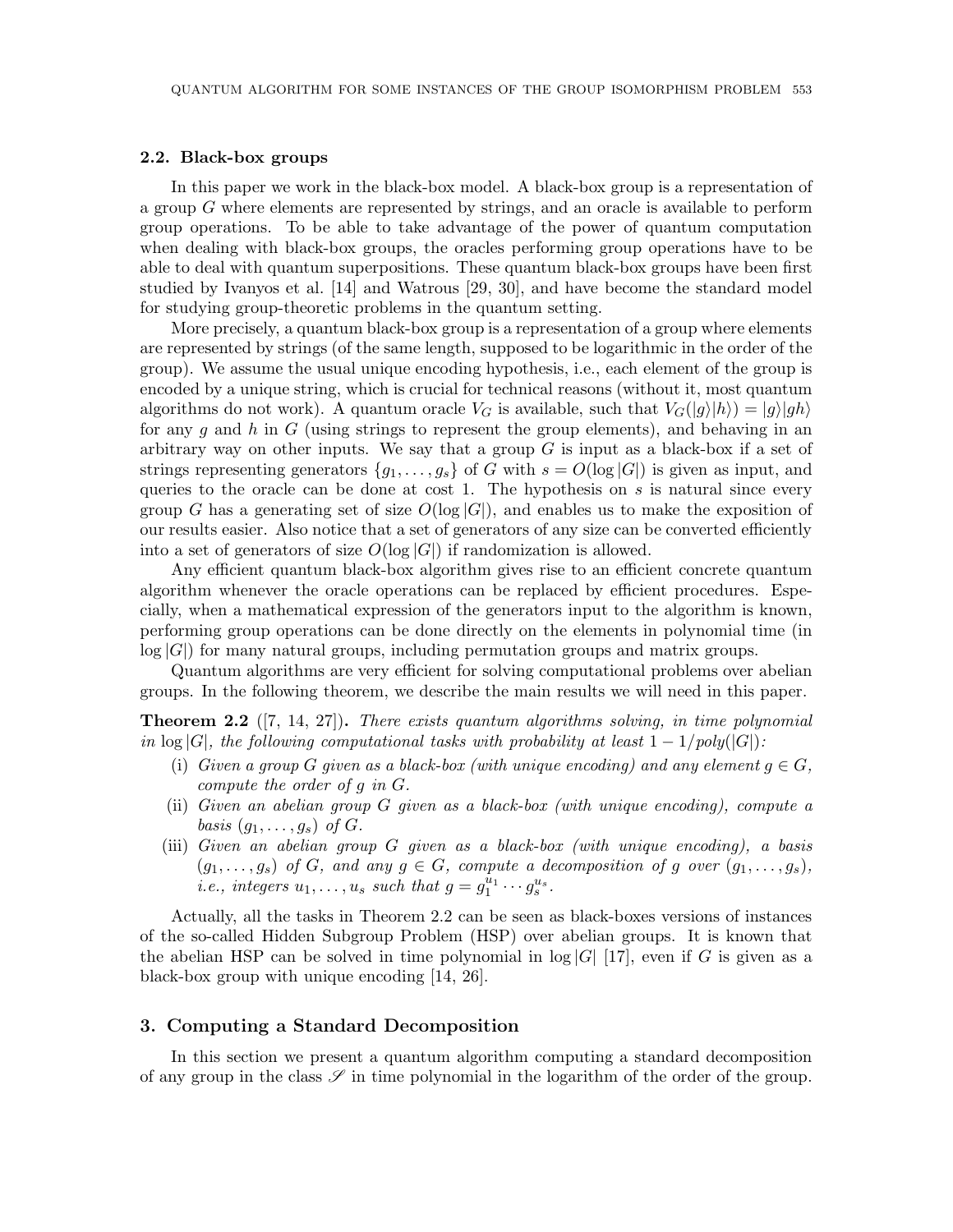### 2.2. Black-box groups

In this paper we work in the black-box model. A black-box group is a representation of a group $G$ where elements are represented by strings, and an oracle is available to perform group operations. To be able to take advantage of the power of quantum computation when dealing with black-box groups, the oracles performing group operations have to be able to deal with quantum superpositions. These quantum black-box groups have been first studied by Ivanyos et al. [14] and Watrous [29, 30], and have become the standard model for studying group-theoretic problems in the quantum setting.

More precisely, a quantum black-box group is a representation of a group where elements are represented by strings (of the same length, supposed to be logarithmic in the order of the group). We assume the usual unique encoding hypothesis, i.e., each element of the group is encoded by a unique string, which is crucial for technical reasons (without it, most quantum algorithms do not work). A quantum oracle $V_G$ is available, such that $V_G(|g\rangle|h\rangle) = |g\rangle|gh\rangle$ for any $g$ and $h$ in $G$ (using strings to represent the group elements), and behaving in an arbitrary way on other inputs. We say that a group $G$ is input as a black-box if a set of strings representing generators $\{g_1, \ldots, g_s\}$ of $G$ with $s = O(\log |G|)$ is given as input, and queries to the oracle can be done at cost 1. The hypothesis on $s$ is natural since every group $G$ has a generating set of size $O(\log |G|)$, and enables us to make the exposition of our results easier. Also notice that a set of generators of any size can be converted efficiently into a set of generators of size $O(\log |G|)$ if randomization is allowed.

Any efficient quantum black-box algorithm gives rise to an efficient concrete quantum algorithm whenever the oracle operations can be replaced by efficient procedures. Especially, when a mathematical expression of the generators input to the algorithm is known, performing group operations can be done directly on the elements in polynomial time (in $\log |G|$) for many natural groups, including permutation groups and matrix groups.

Quantum algorithms are very efficient for solving computational problems over abelian groups. In the following theorem, we describe the main results we will need in this paper.

**Theorem 2.2** ([7, 14, 27])**.** *There exists quantum algorithms solving, in time polynomial in $\log |G|$, the following computational tasks with probability at least $1 - 1/poly(|G|)$:*

- (i) *Given a group $G$ given as a black-box (with unique encoding) and any element $g \in G$, compute the order of $g$ in $G$.*
- (ii) *Given an abelian group $G$ given as a black-box (with unique encoding), compute a basis $(g_1, \ldots, g_s)$ of $G$.*
- (iii) *Given an abelian group $G$ given as a black-box (with unique encoding), a basis $(g_1, \ldots, g_s)$ of $G$, and any $g \in G$, compute a decomposition of $g$ over $(g_1, \ldots, g_s)$, i.e., integers $u_1, \ldots, u_s$ such that $g = g_1^{u_1} \cdots g_s^{u_s}$.*

Actually, all the tasks in Theorem 2.2 can be seen as black-boxes versions of instances of the so-called Hidden Subgroup Problem (HSP) over abelian groups. It is known that the abelian HSP can be solved in time polynomial in $\log |G|$ [17], even if $G$ is given as a black-box group with unique encoding [14, 26].

## 3. Computing a Standard Decomposition

In this section we present a quantum algorithm computing a standard decomposition of any group in the class $\mathscr{S}$ in time polynomial in the logarithm of the order of the group.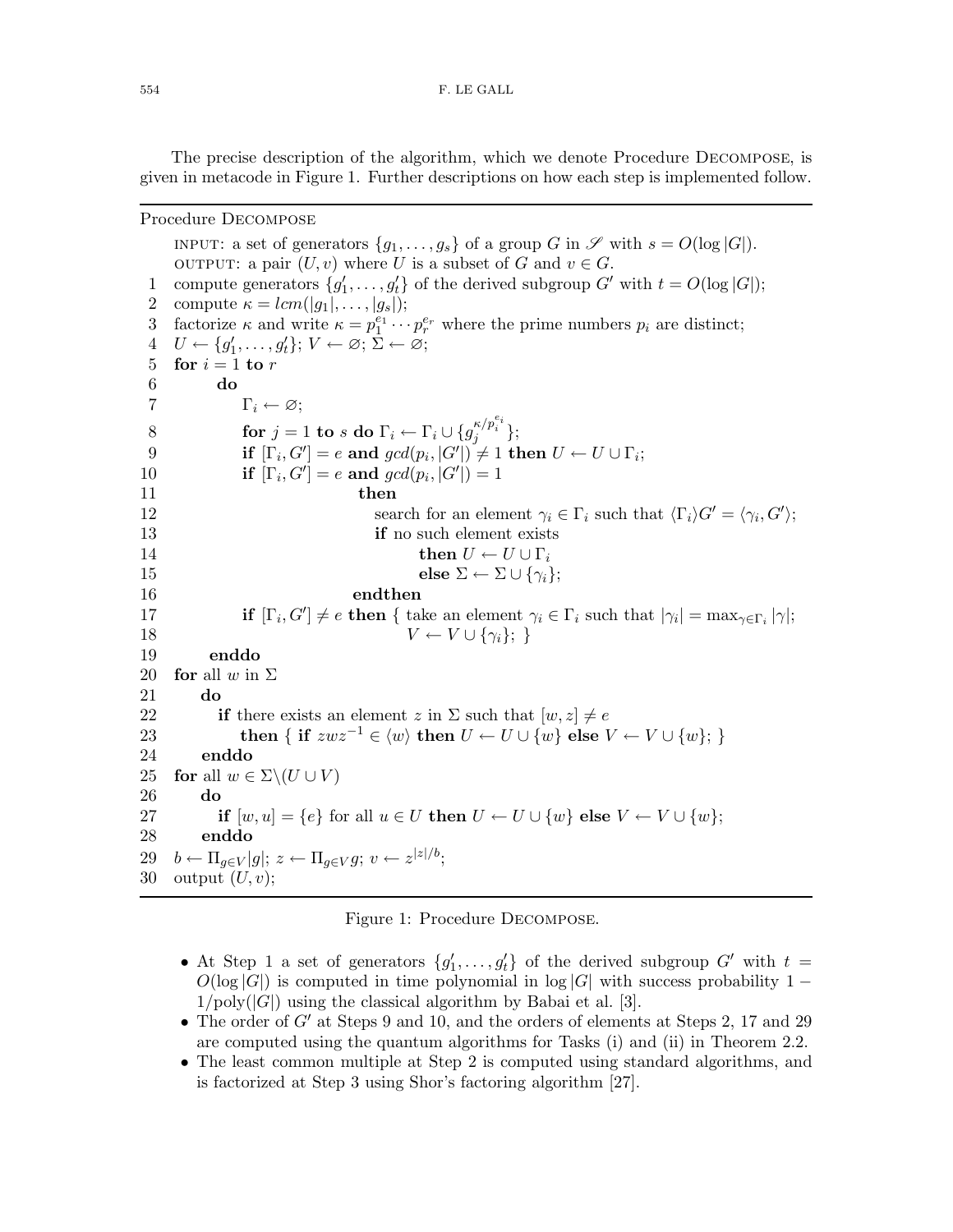The precise description of the algorithm, which we denote Procedure Decompose, is given in metacode in Figure 1. Further descriptions on how each step is implemented follow.

```
Procedure DECOMPOSE
    INPUT: a set of generators {g_1, ..., g_s} of a group G in 𝒮 with s = O(log |G|).
    OUTPUT: a pair (U, v) where U is a subset of G and v ∈ G.
 1  compute generators {g'_1, ..., g'_t} of the derived subgroup G' with t = O(log |G|);
 2  compute κ = lcm(|g_1|, ..., |g_s|);
 3  factorize κ and write κ = p_1^{e_1} ··· p_r^{e_r} where the prime numbers p_i are distinct;
 4  U ← {g'_1, ..., g'_t}; V ← ∅; Σ ← ∅;
 5  for i = 1 to r
 6      do
 7          Γ_i ← ∅;
 8          for j = 1 to s do Γ_i ← Γ_i ∪ {g_j^{κ/p_i^{e_i}}};
 9          if [Γ_i, G'] = e and gcd(p_i, |G'|) ≠ 1 then U ← U ∪ Γ_i;
10          if [Γ_i, G'] = e and gcd(p_i, |G'|) = 1
11                  then
12                      search for an element γ_i ∈ Γ_i such that ⟨Γ_i⟩G' = ⟨γ_i, G'⟩;
13                      if no such element exists
14                          then U ← U ∪ Γ_i
15                          else Σ ← Σ ∪ {γ_i};
16                  endthen
17          if [Γ_i, G'] ≠ e then { take an element γ_i ∈ Γ_i such that |γ_i| = max_{γ∈Γ_i} |γ|;
18                                  V ← V ∪ {γ_i}; }
19      enddo
20  for all w in Σ
21      do
22          if there exists an element z in Σ such that [w, z] ≠ e
23              then { if zwz^{-1} ∈ ⟨w⟩ then U ← U ∪ {w} else V ← V ∪ {w}; }
24      enddo
25  for all w ∈ Σ\(U ∪ V)
26      do
27          if [w, u] = {e} for all u ∈ U then U ← U ∪ {w} else V ← V ∪ {w};
28      enddo
29  b ← Π_{g∈V} |g|; z ← Π_{g∈V} g; v ← z^{|z|/b};
30  output (U, v);
```

Figure 1: Procedure Decompose.

- At Step 1 a set of generators $\{g'_1, \ldots, g'_t\}$ of the derived subgroup $G'$ with $t = O(\log |G|)$ is computed in time polynomial in $\log |G|$ with success probability $1 - 1/\mathrm{poly}(|G|)$ using the classical algorithm by Babai et al. [3].
- The order of $G'$ at Steps 9 and 10, and the orders of elements at Steps 2, 17 and 29 are computed using the quantum algorithms for Tasks (i) and (ii) in Theorem 2.2.
- The least common multiple at Step 2 is computed using standard algorithms, and is factorized at Step 3 using Shor's factoring algorithm [27].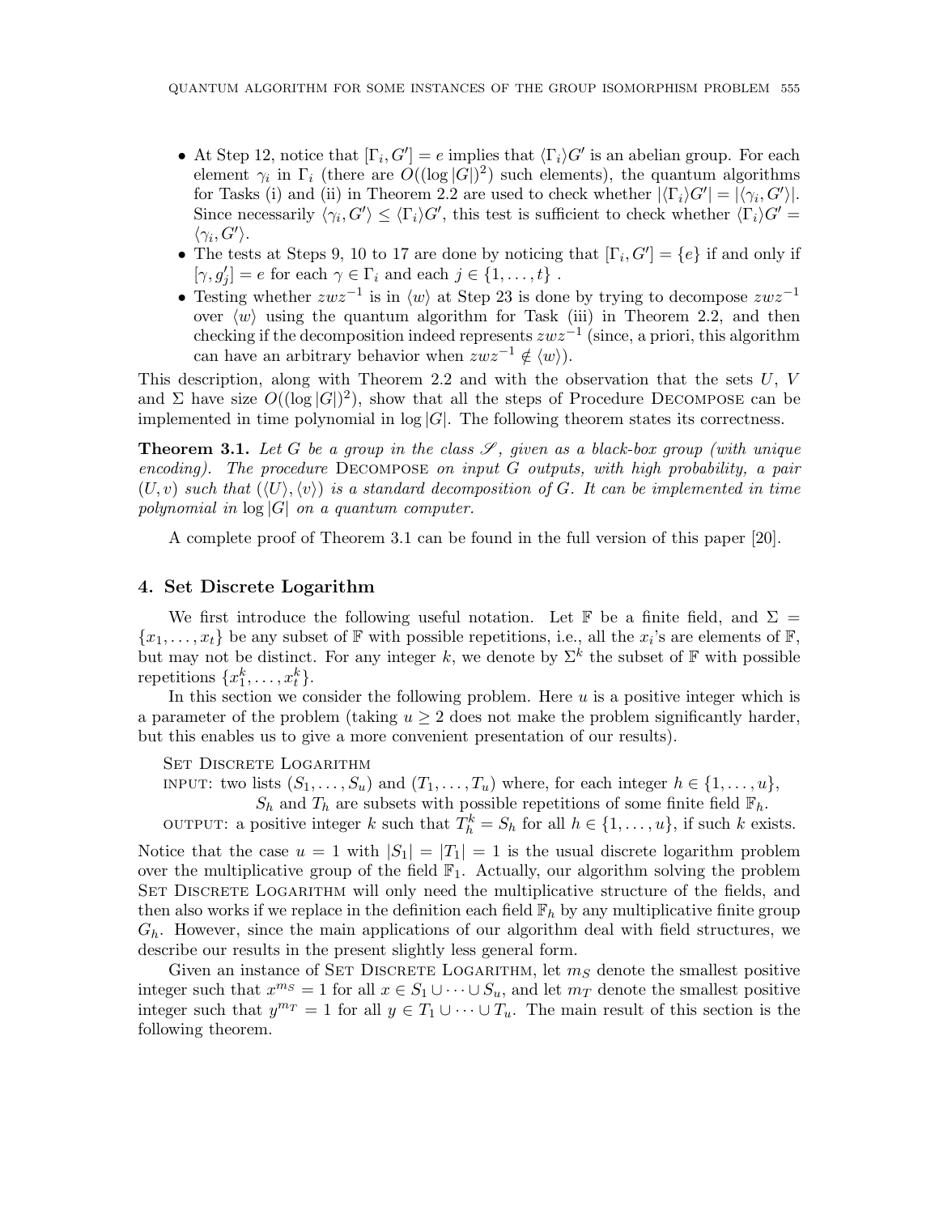- At Step 12, notice that $[\Gamma_i, G'] = e$ implies that $\langle \Gamma_i \rangle G'$ is an abelian group. For each element $\gamma_i$ in $\Gamma_i$ (there are $O((\log |G|)^2)$ such elements), the quantum algorithms for Tasks (i) and (ii) in Theorem 2.2 are used to check whether $|\langle \Gamma_i \rangle G'| = |\langle \gamma_i, G' \rangle|$. Since necessarily $\langle \gamma_i, G' \rangle \leq \langle \Gamma_i \rangle G'$, this test is sufficient to check whether $\langle \Gamma_i \rangle G' = \langle \gamma_i, G' \rangle$.
- The tests at Steps 9, 10 to 17 are done by noticing that $[\Gamma_i, G'] = \{e\}$ if and only if $[\gamma, g'_j] = e$ for each $\gamma \in \Gamma_i$ and each $j \in \{1, \ldots, t\}$ .
- Testing whether $zwz^{-1}$ is in $\langle w \rangle$ at Step 23 is done by trying to decompose $zwz^{-1}$ over $\langle w \rangle$ using the quantum algorithm for Task (iii) in Theorem 2.2, and then checking if the decomposition indeed represents $zwz^{-1}$ (since, a priori, this algorithm can have an arbitrary behavior when $zwz^{-1} \notin \langle w \rangle$).

This description, along with Theorem 2.2 and with the observation that the sets $U$, $V$ and $\Sigma$ have size $O((\log |G|)^2)$, show that all the steps of Procedure Decompose can be implemented in time polynomial in $\log |G|$. The following theorem states its correctness.

**Theorem 3.1.** *Let $G$ be a group in the class $\mathscr{S}$, given as a black-box group (with unique encoding). The procedure* Decompose *on input $G$ outputs, with high probability, a pair $(U, v)$ such that $(\langle U \rangle, \langle v \rangle)$ is a standard decomposition of $G$. It can be implemented in time polynomial in $\log |G|$ on a quantum computer.*

A complete proof of Theorem 3.1 can be found in the full version of this paper [20].

## 4. Set Discrete Logarithm

We first introduce the following useful notation. Let $\mathbb{F}$ be a finite field, and $\Sigma = \{x_1, \ldots, x_t\}$ be any subset of $\mathbb{F}$ with possible repetitions, i.e., all the $x_i$'s are elements of $\mathbb{F}$, but may not be distinct. For any integer $k$, we denote by $\Sigma^k$ the subset of $\mathbb{F}$ with possible repetitions $\{x_1^k, \ldots, x_t^k\}$.

In this section we consider the following problem. Here $u$ is a positive integer which is a parameter of the problem (taking $u \geq 2$ does not make the problem significantly harder, but this enables us to give a more convenient presentation of our results).

Set Discrete Logarithm

input: two lists $(S_1, \ldots, S_u)$ and $(T_1, \ldots, T_u)$ where, for each integer $h \in \{1, \ldots, u\}$, $S_h$ and $T_h$ are subsets with possible repetitions of some finite field $\mathbb{F}_h$.

output: a positive integer $k$ such that $T_h^k = S_h$ for all $h \in \{1, \ldots, u\}$, if such $k$ exists.

Notice that the case $u = 1$ with $|S_1| = |T_1| = 1$ is the usual discrete logarithm problem over the multiplicative group of the field $\mathbb{F}_1$. Actually, our algorithm solving the problem Set Discrete Logarithm will only need the multiplicative structure of the fields, and then also works if we replace in the definition each field $\mathbb{F}_h$ by any multiplicative finite group $G_h$. However, since the main applications of our algorithm deal with field structures, we describe our results in the present slightly less general form.

Given an instance of Set Discrete Logarithm, let $m_S$ denote the smallest positive integer such that $x^{m_S} = 1$ for all $x \in S_1 \cup \cdots \cup S_u$, and let $m_T$ denote the smallest positive integer such that $y^{m_T} = 1$ for all $y \in T_1 \cup \cdots \cup T_u$. The main result of this section is the following theorem.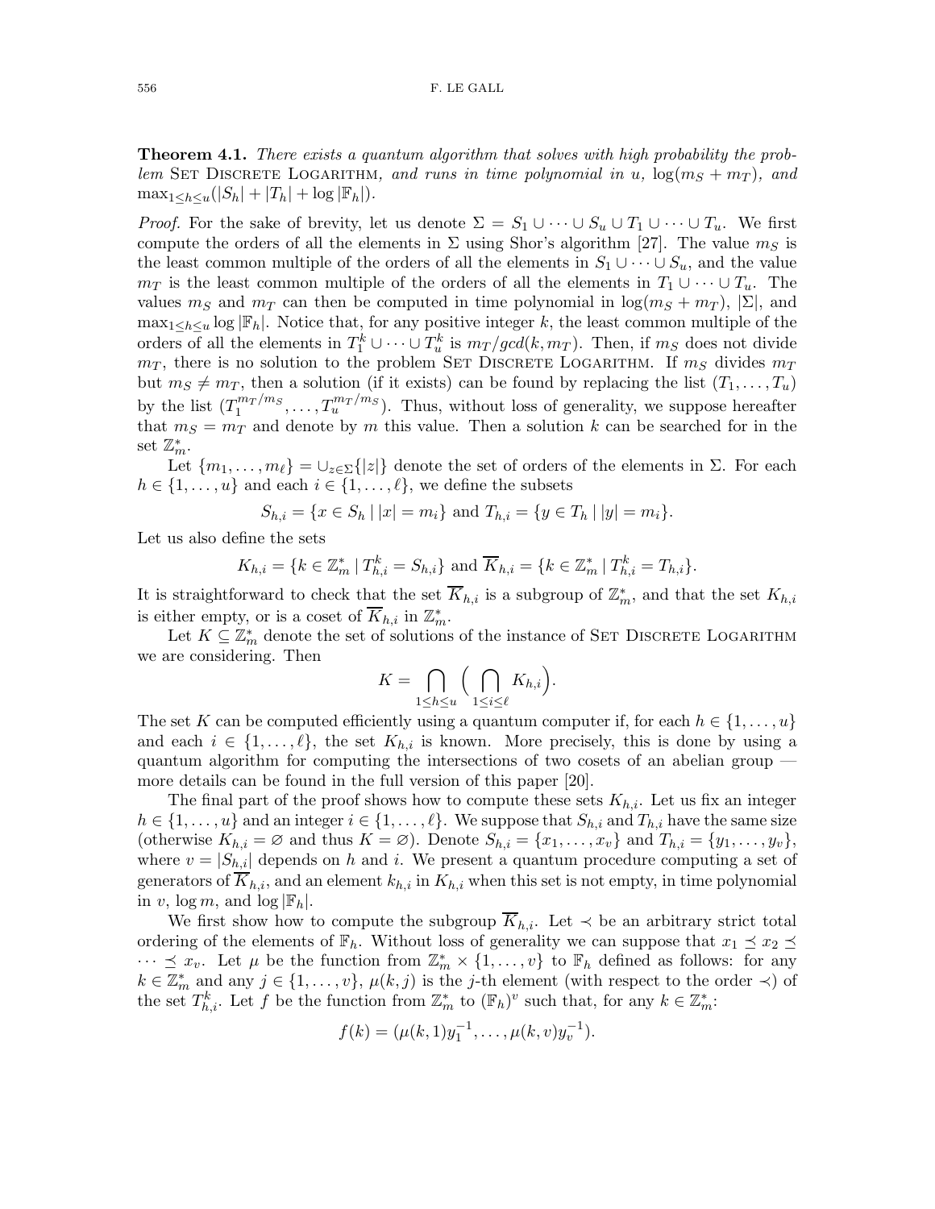**Theorem 4.1.** *There exists a quantum algorithm that solves with high probability the problem* Set Discrete Logarithm*, and runs in time polynomial in $u$, $\log(m_S + m_T)$, and $\max_{1 \leq h \leq u}(|S_h| + |T_h| + \log |\mathbb{F}_h|)$.*

*Proof.* For the sake of brevity, let us denote $\Sigma = S_1 \cup \cdots \cup S_u \cup T_1 \cup \cdots \cup T_u$. We first compute the orders of all the elements in $\Sigma$ using Shor's algorithm [27]. The value $m_S$ is the least common multiple of the orders of all the elements in $S_1 \cup \cdots \cup S_u$, and the value $m_T$ is the least common multiple of the orders of all the elements in $T_1 \cup \cdots \cup T_u$. The values $m_S$ and $m_T$ can then be computed in time polynomial in $\log(m_S + m_T)$, $|\Sigma|$, and $\max_{1 \leq h \leq u} \log |\mathbb{F}_h|$. Notice that, for any positive integer $k$, the least common multiple of the orders of all the elements in $T_1^k \cup \cdots \cup T_u^k$ is $m_T / gcd(k, m_T)$. Then, if $m_S$ does not divide $m_T$, there is no solution to the problem Set Discrete Logarithm. If $m_S$ divides $m_T$ but $m_S \neq m_T$, then a solution (if it exists) can be found by replacing the list $(T_1, \ldots, T_u)$ by the list $(T_1^{m_T/m_S}, \ldots, T_u^{m_T/m_S})$. Thus, without loss of generality, we suppose hereafter that $m_S = m_T$ and denote by $m$ this value. Then a solution $k$ can be searched for in the set $\mathbb{Z}_m^*$.

Let $\{m_1, \ldots, m_\ell\} = \cup_{z \in \Sigma}\{|z|\}$ denote the set of orders of the elements in $\Sigma$. For each $h \in \{1, \ldots, u\}$ and each $i \in \{1, \ldots, \ell\}$, we define the subsets

$$S_{h,i} = \{x \in S_h \mid |x| = m_i\} \text{ and } T_{h,i} = \{y \in T_h \mid |y| = m_i\}.$$

Let us also define the sets

$$K_{h,i} = \{k \in \mathbb{Z}_m^* \mid T_{h,i}^k = S_{h,i}\} \text{ and } \overline{K}_{h,i} = \{k \in \mathbb{Z}_m^* \mid T_{h,i}^k = T_{h,i}\}.$$

It is straightforward to check that the set $\overline{K}_{h,i}$ is a subgroup of $\mathbb{Z}_m^*$, and that the set $K_{h,i}$ is either empty, or is a coset of $\overline{K}_{h,i}$ in $\mathbb{Z}_m^*$.

Let $K \subseteq \mathbb{Z}_m^*$ denote the set of solutions of the instance of Set Discrete Logarithm we are considering. Then

$$K = \bigcap_{1 \leq h \leq u} \Big( \bigcap_{1 \leq i \leq \ell} K_{h,i} \Big).$$

The set $K$ can be computed efficiently using a quantum computer if, for each $h \in \{1, \ldots, u\}$ and each $i \in \{1, \ldots, \ell\}$, the set $K_{h,i}$ is known. More precisely, this is done by using a quantum algorithm for computing the intersections of two cosets of an abelian group — more details can be found in the full version of this paper [20].

The final part of the proof shows how to compute these sets $K_{h,i}$. Let us fix an integer $h \in \{1, \ldots, u\}$ and an integer $i \in \{1, \ldots, \ell\}$. We suppose that $S_{h,i}$ and $T_{h,i}$ have the same size (otherwise $K_{h,i} = \varnothing$ and thus $K = \varnothing$). Denote $S_{h,i} = \{x_1, \ldots, x_v\}$ and $T_{h,i} = \{y_1, \ldots, y_v\}$, where $v = |S_{h,i}|$ depends on $h$ and $i$. We present a quantum procedure computing a set of generators of $\overline{K}_{h,i}$, and an element $k_{h,i}$ in $K_{h,i}$ when this set is not empty, in time polynomial in $v$, $\log m$, and $\log |\mathbb{F}_h|$.

We first show how to compute the subgroup $\overline{K}_{h,i}$. Let $\prec$ be an arbitrary strict total ordering of the elements of $\mathbb{F}_h$. Without loss of generality we can suppose that $x_1 \preceq x_2 \preceq \cdots \preceq x_v$. Let $\mu$ be the function from $\mathbb{Z}_m^* \times \{1, \ldots, v\}$ to $\mathbb{F}_h$ defined as follows: for any $k \in \mathbb{Z}_m^*$ and any $j \in \{1, \ldots, v\}$, $\mu(k, j)$ is the $j$-th element (with respect to the order $\prec$) of the set $T_{h,i}^k$. Let $f$ be the function from $\mathbb{Z}_m^*$ to $(\mathbb{F}_h)^v$ such that, for any $k \in \mathbb{Z}_m^*$:

$$f(k) = (\mu(k, 1)y_1^{-1}, \ldots, \mu(k, v)y_v^{-1}).$$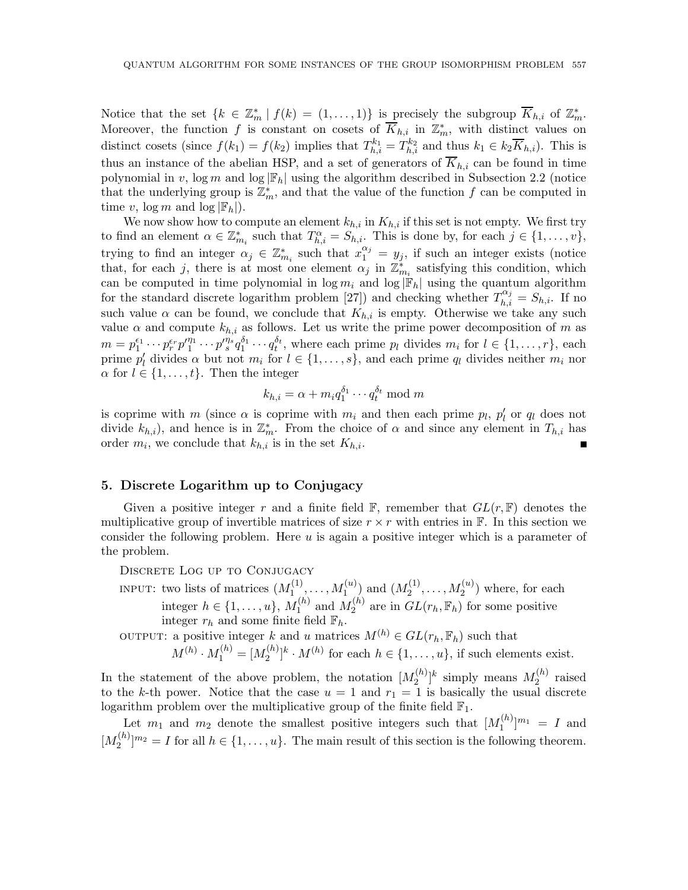Notice that the set $\{k \in \mathbb{Z}_m^* \mid f(k) = (1,\ldots,1)\}$ is precisely the subgroup $\overline{K}_{h,i}$ of $\mathbb{Z}_m^*$. Moreover, the function $f$ is constant on cosets of $\overline{K}_{h,i}$ in $\mathbb{Z}_m^*$, with distinct values on distinct cosets (since $f(k_1) = f(k_2)$ implies that $T_{h,i}^{k_1} = T_{h,i}^{k_2}$ and thus $k_1 \in k_2\overline{K}_{h,i}$). This is thus an instance of the abelian HSP, and a set of generators of $\overline{K}_{h,i}$ can be found in time polynomial in $v$, $\log m$ and $\log |\mathbb{F}_h|$ using the algorithm described in Subsection 2.2 (notice that the underlying group is $\mathbb{Z}_m^*$, and that the value of the function $f$ can be computed in time $v$, $\log m$ and $\log |\mathbb{F}_h|$).

We now show how to compute an element $k_{h,i}$ in $K_{h,i}$ if this set is not empty. We first try to find an element $\alpha \in \mathbb{Z}_{m_i}^*$ such that $T_{h,i}^{\alpha} = S_{h,i}$. This is done by, for each $j \in \{1,\ldots,v\}$, trying to find an integer $\alpha_j \in \mathbb{Z}_{m_i}^*$ such that $x_1^{\alpha_j} = y_j$, if such an integer exists (notice that, for each $j$, there is at most one element $\alpha_j$ in $\mathbb{Z}_{m_i}^*$ satisfying this condition, which can be computed in time polynomial in $\log m_i$ and $\log |\mathbb{F}_h|$ using the quantum algorithm for the standard discrete logarithm problem [27]) and checking whether $T_{h,i}^{\alpha_j} = S_{h,i}$. If no such value $\alpha$ can be found, we conclude that $K_{h,i}$ is empty. Otherwise we take any such value $\alpha$ and compute $k_{h,i}$ as follows. Let us write the prime power decomposition of $m$ as $m = p_1^{\epsilon_1}\cdots p_r^{\epsilon_r} p_1'^{\eta_1}\cdots p_s'^{\eta_s} q_1^{\delta_1}\cdots q_t^{\delta_t}$, where each prime $p_l$ divides $m_i$ for $l \in \{1,\ldots,r\}$, each prime $p_l'$ divides $\alpha$ but not $m_i$ for $l \in \{1,\ldots,s\}$, and each prime $q_l$ divides neither $m_i$ nor $\alpha$ for $l \in \{1,\ldots,t\}$. Then the integer

$$k_{h,i} = \alpha + m_i q_1^{\delta_1}\cdots q_t^{\delta_t} \bmod m$$

is coprime with $m$ (since $\alpha$ is coprime with $m_i$ and then each prime $p_l$, $p_l'$ or $q_l$ does not divide $k_{h,i}$), and hence is in $\mathbb{Z}_m^*$. From the choice of $\alpha$ and since any element in $T_{h,i}$ has order $m_i$, we conclude that $k_{h,i}$ is in the set $K_{h,i}$. ∎

## 5. Discrete Logarithm up to Conjugacy

Given a positive integer $r$ and a finite field $\mathbb{F}$, remember that $GL(r,\mathbb{F})$ denotes the multiplicative group of invertible matrices of size $r \times r$ with entries in $\mathbb{F}$. In this section we consider the following problem. Here $u$ is again a positive integer which is a parameter of the problem.

Discrete Log up to Conjugacy

INPUT: two lists of matrices $(M_1^{(1)},\ldots,M_1^{(u)})$ and $(M_2^{(1)},\ldots,M_2^{(u)})$ where, for each integer $h \in \{1,\ldots,u\}$, $M_1^{(h)}$ and $M_2^{(h)}$ are in $GL(r_h,\mathbb{F}_h)$ for some positive integer $r_h$ and some finite field $\mathbb{F}_h$.

OUTPUT: a positive integer $k$ and $u$ matrices $M^{(h)} \in GL(r_h,\mathbb{F}_h)$ such that $M^{(h)} \cdot M_1^{(h)} = [M_2^{(h)}]^k \cdot M^{(h)}$ for each $h \in \{1,\ldots,u\}$, if such elements exist.

In the statement of the above problem, the notation $[M_2^{(h)}]^k$ simply means $M_2^{(h)}$ raised to the $k$-th power. Notice that the case $u = 1$ and $r_1 = 1$ is basically the usual discrete logarithm problem over the multiplicative group of the finite field $\mathbb{F}_1$.

Let $m_1$ and $m_2$ denote the smallest positive integers such that $[M_1^{(h)}]^{m_1} = I$ and $[M_2^{(h)}]^{m_2} = I$ for all $h \in \{1,\ldots,u\}$. The main result of this section is the following theorem.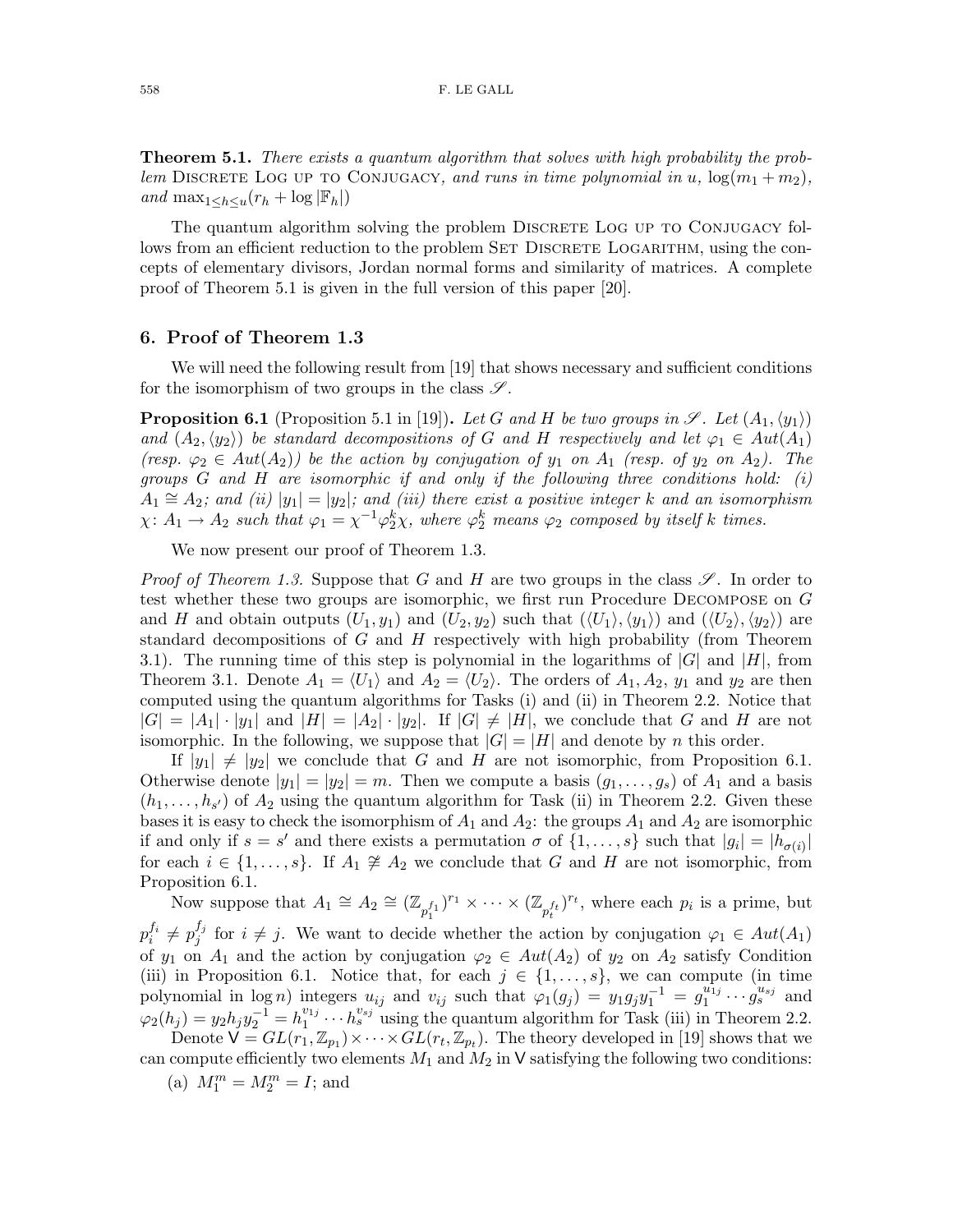**Theorem 5.1.** *There exists a quantum algorithm that solves with high probability the problem* Discrete Log up to Conjugacy*, and runs in time polynomial in* $u$*,* $\log(m_1 + m_2)$*, and* $\max_{1 \le h \le u}(r_h + \log |\mathbb{F}_h|)$

The quantum algorithm solving the problem Discrete Log up to Conjugacy follows from an efficient reduction to the problem Set Discrete Logarithm, using the concepts of elementary divisors, Jordan normal forms and similarity of matrices. A complete proof of Theorem 5.1 is given in the full version of this paper [20].

## 6. Proof of Theorem 1.3

We will need the following result from [19] that shows necessary and sufficient conditions for the isomorphism of two groups in the class $\mathscr{S}$.

**Proposition 6.1** (Proposition 5.1 in [19])**.** *Let* $G$ *and* $H$ *be two groups in* $\mathscr{S}$*. Let* $(A_1, \langle y_1 \rangle)$ *and* $(A_2, \langle y_2 \rangle)$ *be standard decompositions of* $G$ *and* $H$ *respectively and let* $\varphi_1 \in Aut(A_1)$ *(resp.* $\varphi_2 \in Aut(A_2)$*) be the action by conjugation of* $y_1$ *on* $A_1$ *(resp. of* $y_2$ *on* $A_2$*). The groups* $G$ *and* $H$ *are isomorphic if and only if the following three conditions hold: (i)* $A_1 \cong A_2$*; and (ii)* $|y_1| = |y_2|$*; and (iii) there exist a positive integer* $k$ *and an isomorphism* $\chi \colon A_1 \to A_2$ *such that* $\varphi_1 = \chi^{-1}\varphi_2^k\chi$*, where* $\varphi_2^k$ *means* $\varphi_2$ *composed by itself* $k$ *times.*

We now present our proof of Theorem 1.3.

*Proof of Theorem 1.3.* Suppose that $G$ and $H$ are two groups in the class $\mathscr{S}$. In order to test whether these two groups are isomorphic, we first run Procedure Decompose on $G$ and $H$ and obtain outputs $(U_1, y_1)$ and $(U_2, y_2)$ such that $(\langle U_1 \rangle, \langle y_1 \rangle)$ and $(\langle U_2 \rangle, \langle y_2 \rangle)$ are standard decompositions of $G$ and $H$ respectively with high probability (from Theorem 3.1). The running time of this step is polynomial in the logarithms of $|G|$ and $|H|$, from Theorem 3.1. Denote $A_1 = \langle U_1 \rangle$ and $A_2 = \langle U_2 \rangle$. The orders of $A_1, A_2$, $y_1$ and $y_2$ are then computed using the quantum algorithms for Tasks (i) and (ii) in Theorem 2.2. Notice that $|G| = |A_1| \cdot |y_1|$ and $|H| = |A_2| \cdot |y_2|$. If $|G| \neq |H|$, we conclude that $G$ and $H$ are not isomorphic. In the following, we suppose that $|G| = |H|$ and denote by $n$ this order.

If $|y_1| \neq |y_2|$ we conclude that $G$ and $H$ are not isomorphic, from Proposition 6.1. Otherwise denote $|y_1| = |y_2| = m$. Then we compute a basis $(g_1, \ldots, g_s)$ of $A_1$ and a basis $(h_1, \ldots, h_{s'})$ of $A_2$ using the quantum algorithm for Task (ii) in Theorem 2.2. Given these bases it is easy to check the isomorphism of $A_1$ and $A_2$: the groups $A_1$ and $A_2$ are isomorphic if and only if $s = s'$ and there exists a permutation $\sigma$ of $\{1, \ldots, s\}$ such that $|g_i| = |h_{\sigma(i)}|$ for each $i \in \{1, \ldots, s\}$. If $A_1 \ncong A_2$ we conclude that $G$ and $H$ are not isomorphic, from Proposition 6.1.

Now suppose that $A_1 \cong A_2 \cong (\mathbb{Z}_{p_1^{f_1}})^{r_1} \times \cdots \times (\mathbb{Z}_{p_t^{f_t}})^{r_t}$, where each $p_i$ is a prime, but $p_i^{f_i} \neq p_j^{f_j}$ for $i \neq j$. We want to decide whether the action by conjugation $\varphi_1 \in Aut(A_1)$ of $y_1$ on $A_1$ and the action by conjugation $\varphi_2 \in Aut(A_2)$ of $y_2$ on $A_2$ satisfy Condition (iii) in Proposition 6.1. Notice that, for each $j \in \{1, \ldots, s\}$, we can compute (in time polynomial in $\log n$) integers $u_{ij}$ and $v_{ij}$ such that $\varphi_1(g_j) = y_1 g_j y_1^{-1} = g_1^{u_{1j}} \cdots g_s^{u_{sj}}$ and $\varphi_2(h_j) = y_2 h_j y_2^{-1} = h_1^{v_{1j}} \cdots h_s^{v_{sj}}$ using the quantum algorithm for Task (iii) in Theorem 2.2.

Denote $\mathsf{V} = GL(r_1, \mathbb{Z}_{p_1}) \times \cdots \times GL(r_t, \mathbb{Z}_{p_t})$. The theory developed in [19] shows that we can compute efficiently two elements $M_1$ and $M_2$ in $\mathsf{V}$ satisfying the following two conditions:

(a) $M_1^m = M_2^m = I$; and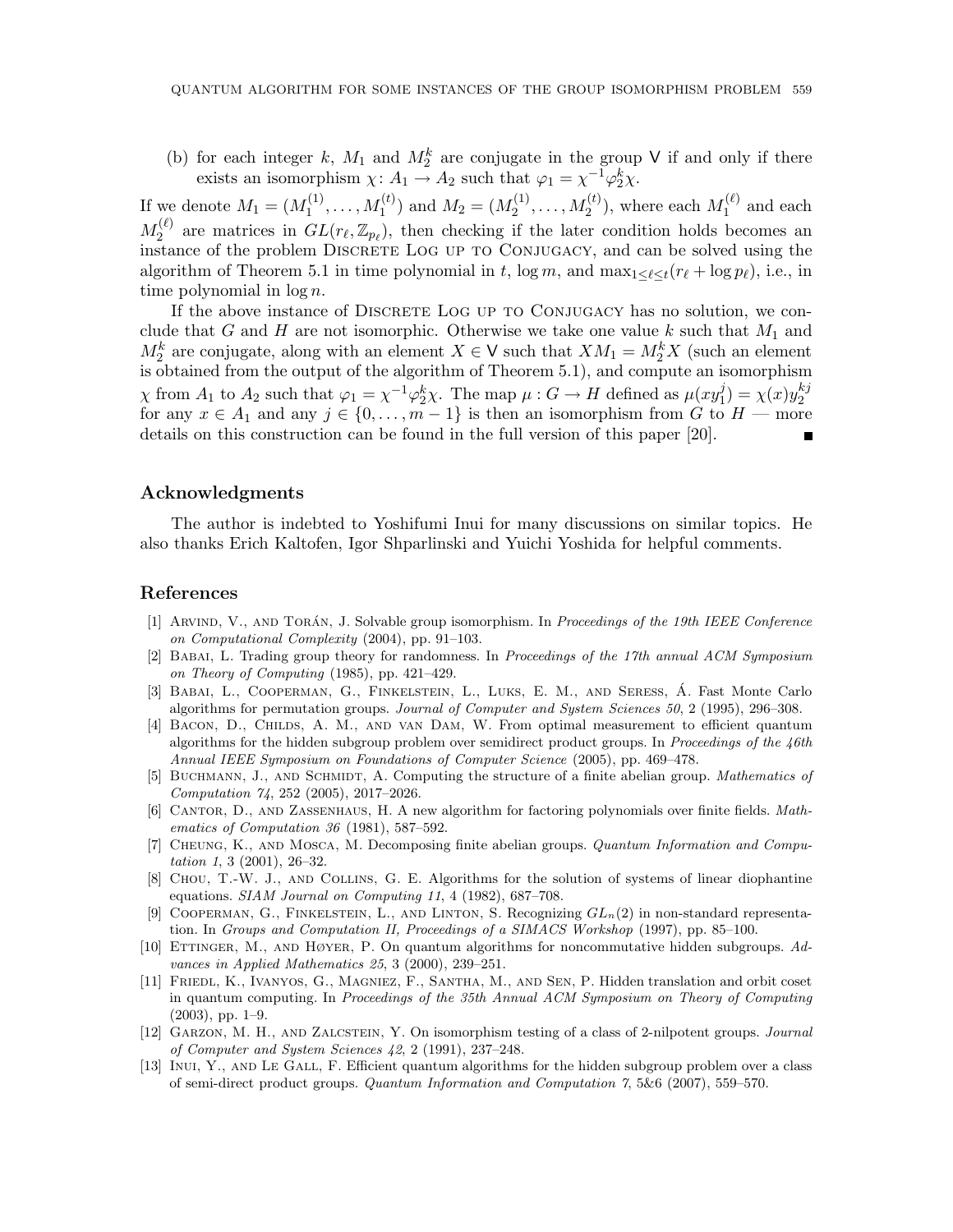(b) for each integer $k$, $M_1$ and $M_2^k$ are conjugate in the group $\mathsf{V}$ if and only if there exists an isomorphism $\chi\colon A_1 \to A_2$ such that $\varphi_1 = \chi^{-1}\varphi_2^k\chi$.

If we denote $M_1 = (M_1^{(1)}, \ldots, M_1^{(t)})$ and $M_2 = (M_2^{(1)}, \ldots, M_2^{(t)})$, where each $M_1^{(\ell)}$ and each $M_2^{(\ell)}$ are matrices in $GL(r_\ell, \mathbb{Z}_{p_\ell})$, then checking if the later condition holds becomes an instance of the problem Discrete Log up to Conjugacy, and can be solved using the algorithm of Theorem 5.1 in time polynomial in $t$, $\log m$, and $\max_{1\leq \ell \leq t}(r_\ell + \log p_\ell)$, i.e., in time polynomial in $\log n$.

If the above instance of Discrete Log up to Conjugacy has no solution, we conclude that $G$ and $H$ are not isomorphic. Otherwise we take one value $k$ such that $M_1$ and $M_2^k$ are conjugate, along with an element $X \in \mathsf{V}$ such that $XM_1 = M_2^k X$ (such an element is obtained from the output of the algorithm of Theorem 5.1), and compute an isomorphism $\chi$ from $A_1$ to $A_2$ such that $\varphi_1 = \chi^{-1}\varphi_2^k\chi$. The map $\mu : G \to H$ defined as $\mu(xy_1^j) = \chi(x)y_2^{kj}$ for any $x \in A_1$ and any $j \in \{0, \ldots, m-1\}$ is then an isomorphism from $G$ to $H$ — more details on this construction can be found in the full version of this paper [20]. ∎

## Acknowledgments

The author is indebted to Yoshifumi Inui for many discussions on similar topics. He also thanks Erich Kaltofen, Igor Shparlinski and Yuichi Yoshida for helpful comments.

## References

[1] Arvind, V., and Torán, J. Solvable group isomorphism. In *Proceedings of the 19th IEEE Conference on Computational Complexity* (2004), pp. 91–103.

[2] Babai, L. Trading group theory for randomness. In *Proceedings of the 17th annual ACM Symposium on Theory of Computing* (1985), pp. 421–429.

[3] Babai, L., Cooperman, G., Finkelstein, L., Luks, E. M., and Seress, Á. Fast Monte Carlo algorithms for permutation groups. *Journal of Computer and System Sciences 50*, 2 (1995), 296–308.

[4] Bacon, D., Childs, A. M., and van Dam, W. From optimal measurement to efficient quantum algorithms for the hidden subgroup problem over semidirect product groups. In *Proceedings of the 46th Annual IEEE Symposium on Foundations of Computer Science* (2005), pp. 469–478.

[5] Buchmann, J., and Schmidt, A. Computing the structure of a finite abelian group. *Mathematics of Computation 74*, 252 (2005), 2017–2026.

[6] Cantor, D., and Zassenhaus, H. A new algorithm for factoring polynomials over finite fields. *Mathematics of Computation 36* (1981), 587–592.

[7] Cheung, K., and Mosca, M. Decomposing finite abelian groups. *Quantum Information and Computation 1*, 3 (2001), 26–32.

[8] Chou, T.-W. J., and Collins, G. E. Algorithms for the solution of systems of linear diophantine equations. *SIAM Journal on Computing 11*, 4 (1982), 687–708.

[9] Cooperman, G., Finkelstein, L., and Linton, S. Recognizing $GL_n(2)$ in non-standard representation. In *Groups and Computation II, Proceedings of a SIMACS Workshop* (1997), pp. 85–100.

[10] Ettinger, M., and Høyer, P. On quantum algorithms for noncommutative hidden subgroups. *Advances in Applied Mathematics 25*, 3 (2000), 239–251.

[11] Friedl, K., Ivanyos, G., Magniez, F., Santha, M., and Sen, P. Hidden translation and orbit coset in quantum computing. In *Proceedings of the 35th Annual ACM Symposium on Theory of Computing* (2003), pp. 1–9.

[12] Garzon, M. H., and Zalcstein, Y. On isomorphism testing of a class of 2-nilpotent groups. *Journal of Computer and System Sciences 42*, 2 (1991), 237–248.

[13] Inui, Y., and Le Gall, F. Efficient quantum algorithms for the hidden subgroup problem over a class of semi-direct product groups. *Quantum Information and Computation 7*, 5&6 (2007), 559–570.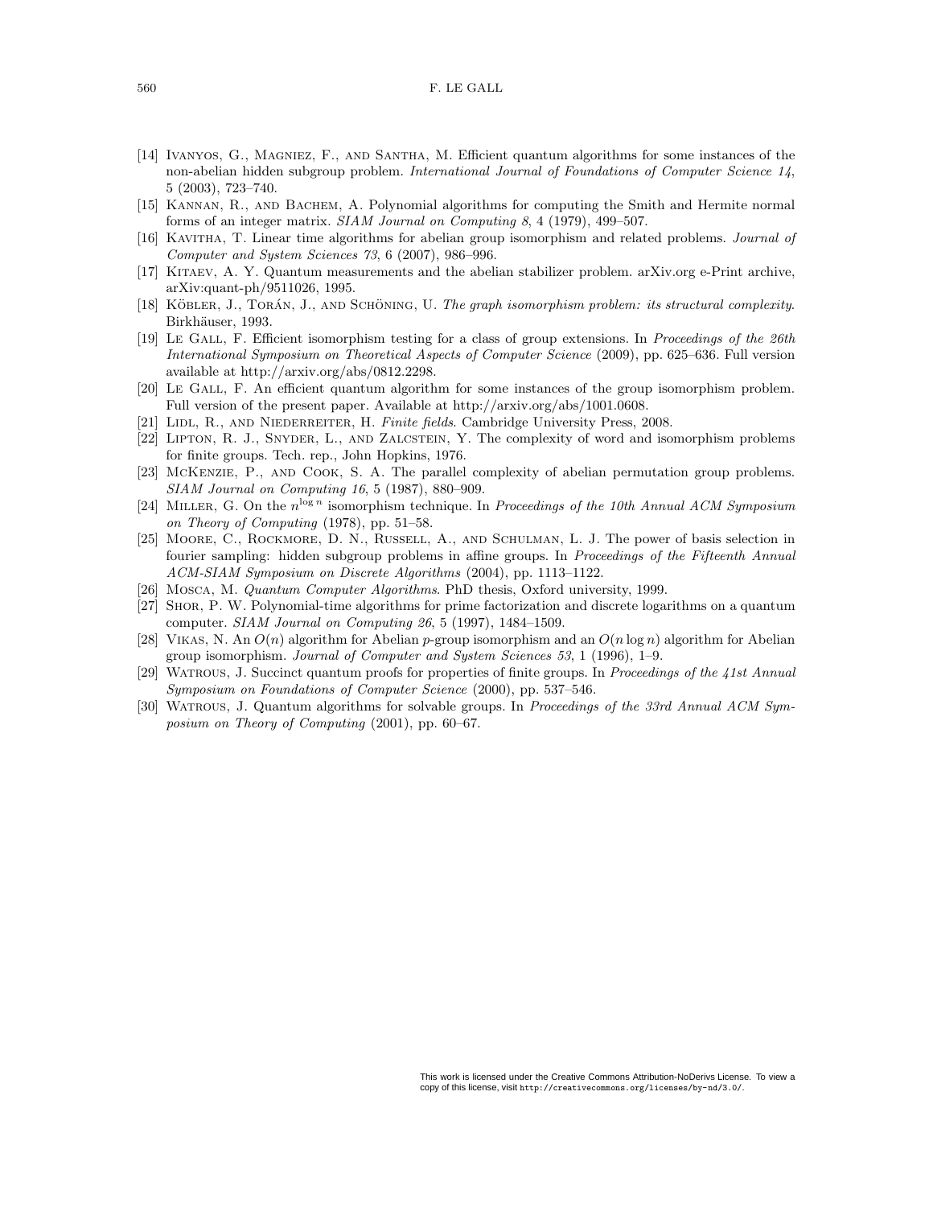[14] Ivanyos, G., Magniez, F., and Santha, M. Efficient quantum algorithms for some instances of the non-abelian hidden subgroup problem. *International Journal of Foundations of Computer Science 14*, 5 (2003), 723–740.

[15] Kannan, R., and Bachem, A. Polynomial algorithms for computing the Smith and Hermite normal forms of an integer matrix. *SIAM Journal on Computing 8*, 4 (1979), 499–507.

[16] Kavitha, T. Linear time algorithms for abelian group isomorphism and related problems. *Journal of Computer and System Sciences 73*, 6 (2007), 986–996.

[17] Kitaev, A. Y. Quantum measurements and the abelian stabilizer problem. arXiv.org e-Print archive, arXiv:quant-ph/9511026, 1995.

[18] Köbler, J., Torán, J., and Schöning, U. *The graph isomorphism problem: its structural complexity*. Birkhäuser, 1993.

[19] Le Gall, F. Efficient isomorphism testing for a class of group extensions. In *Proceedings of the 26th International Symposium on Theoretical Aspects of Computer Science* (2009), pp. 625–636. Full version available at http://arxiv.org/abs/0812.2298.

[20] Le Gall, F. An efficient quantum algorithm for some instances of the group isomorphism problem. Full version of the present paper. Available at http://arxiv.org/abs/1001.0608.

[21] Lidl, R., and Niederreiter, H. *Finite fields*. Cambridge University Press, 2008.

[22] Lipton, R. J., Snyder, L., and Zalcstein, Y. The complexity of word and isomorphism problems for finite groups. Tech. rep., John Hopkins, 1976.

[23] McKenzie, P., and Cook, S. A. The parallel complexity of abelian permutation group problems. *SIAM Journal on Computing 16*, 5 (1987), 880–909.

[24] Miller, G. On the $n^{\log n}$ isomorphism technique. In *Proceedings of the 10th Annual ACM Symposium on Theory of Computing* (1978), pp. 51–58.

[25] Moore, C., Rockmore, D. N., Russell, A., and Schulman, L. J. The power of basis selection in fourier sampling: hidden subgroup problems in affine groups. In *Proceedings of the Fifteenth Annual ACM-SIAM Symposium on Discrete Algorithms* (2004), pp. 1113–1122.

[26] Mosca, M. *Quantum Computer Algorithms*. PhD thesis, Oxford university, 1999.

[27] Shor, P. W. Polynomial-time algorithms for prime factorization and discrete logarithms on a quantum computer. *SIAM Journal on Computing 26*, 5 (1997), 1484–1509.

[28] Vikas, N. An $O(n)$ algorithm for Abelian $p$-group isomorphism and an $O(n \log n)$ algorithm for Abelian group isomorphism. *Journal of Computer and System Sciences 53*, 1 (1996), 1–9.

[29] Watrous, J. Succinct quantum proofs for properties of finite groups. In *Proceedings of the 41st Annual Symposium on Foundations of Computer Science* (2000), pp. 537–546.

[30] Watrous, J. Quantum algorithms for solvable groups. In *Proceedings of the 33rd Annual ACM Symposium on Theory of Computing* (2001), pp. 60–67.

This work is licensed under the Creative Commons Attribution-NoDerivs License. To view a copy of this license, visit http://creativecommons.org/licenses/by-nd/3.0/.